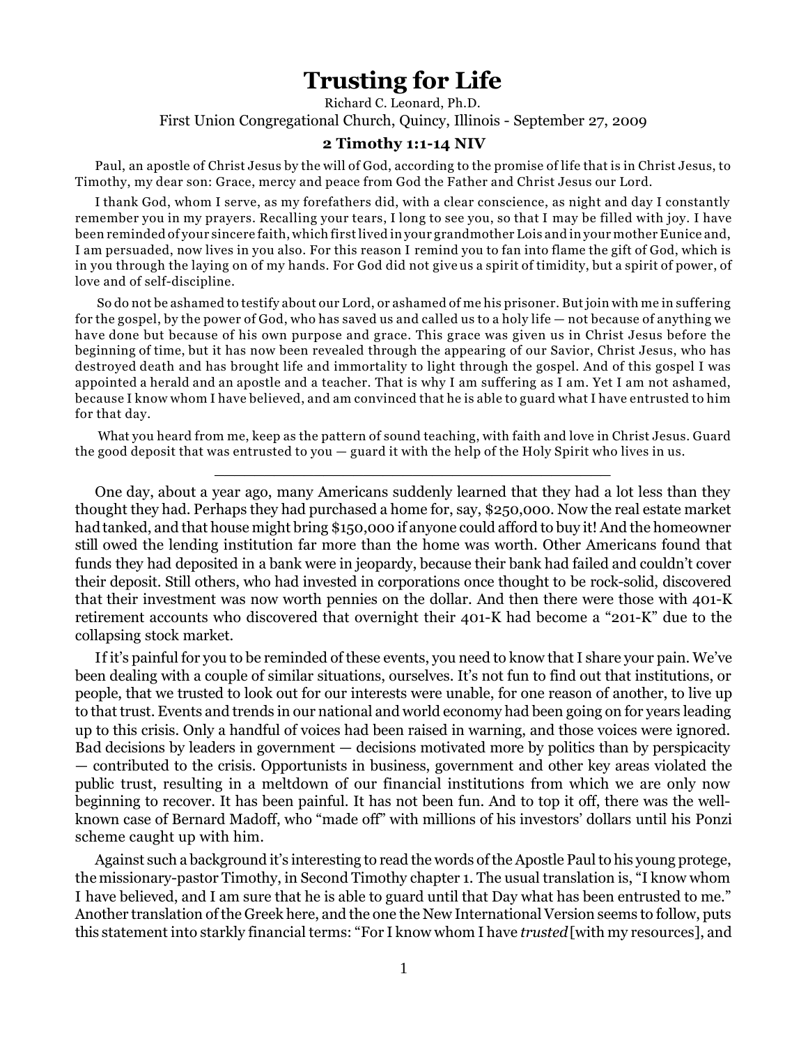# Trusting for Life

Richard C. Leonard, Ph.D.

First Union Congregational Church, Quincy, Illinois - September 27, 2009

### 2 Timothy 1:1-14 NIV

Paul, an apostle of Christ Jesus by the will of God, according to the promise of life that is in Christ Jesus, to Timothy, my dear son: Grace, mercy and peace from God the Father and Christ Jesus our Lord.

I thank God, whom I serve, as my forefathers did, with a clear conscience, as night and day I constantly remember you in my prayers. Recalling your tears, I long to see you, so that I may be filled with joy. I have been reminded of your sincere faith, which first lived in your grandmother Lois and in your mother Eunice and, I am persuaded, now lives in you also. For this reason I remind you to fan into flame the gift of God, which is in you through the laying on of my hands. For God did not give us a spirit of timidity, but a spirit of power, of love and of self-discipline.

So do not be ashamed to testify about our Lord, or ashamed of me his prisoner. But join with me in suffering for the gospel, by the power of God, who has saved us and called us to a holy life — not because of anything we have done but because of his own purpose and grace. This grace was given us in Christ Jesus before the beginning of time, but it has now been revealed through the appearing of our Savior, Christ Jesus, who has destroyed death and has brought life and immortality to light through the gospel. And of this gospel I was appointed a herald and an apostle and a teacher. That is why I am suffering as I am. Yet I am not ashamed, because I know whom I have believed, and am convinced that he is able to guard what I have entrusted to him for that day.

What you heard from me, keep as the pattern of sound teaching, with faith and love in Christ Jesus. Guard the good deposit that was entrusted to you — guard it with the help of the Holy Spirit who lives in us.

---

One day, about a year ago, many Americans suddenly learned that they had a lot less than they thought they had. Perhaps they had purchased a home for, say, $250,000. Now the real estate market had tanked, and that house might bring $150,000 if anyone could afford to buy it! And the homeowner still owed the lending institution far more than the home was worth. Other Americans found that funds they had deposited in a bank were in jeopardy, because their bank had failed and couldn't cover their deposit. Still others, who had invested in corporations once thought to be rock-solid, discovered that their investment was now worth pennies on the dollar. And then there were those with 401-K retirement accounts who discovered that overnight their 401-K had become a "201-K" due to the collapsing stock market.

If it's painful for you to be reminded of these events, you need to know that I share your pain. We've been dealing with a couple of similar situations, ourselves. It's not fun to find out that institutions, or people, that we trusted to look out for our interests were unable, for one reason of another, to live up to that trust. Events and trends in our national and world economy had been going on for years leading up to this crisis. Only a handful of voices had been raised in warning, and those voices were ignored. Bad decisions by leaders in government — decisions motivated more by politics than by perspicacity — contributed to the crisis. Opportunists in business, government and other key areas violated the public trust, resulting in a meltdown of our financial institutions from which we are only now beginning to recover. It has been painful. It has not been fun. And to top it off, there was the well-known case of Bernard Madoff, who "made off" with millions of his investors' dollars until his Ponzi scheme caught up with him.

Against such a background it's interesting to read the words of the Apostle Paul to his young protege, the missionary-pastor Timothy, in Second Timothy chapter 1. The usual translation is, "I know whom I have believed, and I am sure that he is able to guard until that Day what has been entrusted to me." Another translation of the Greek here, and the one the New International Version seems to follow, puts this statement into starkly financial terms: "For I know whom I have *trusted* [with my resources], and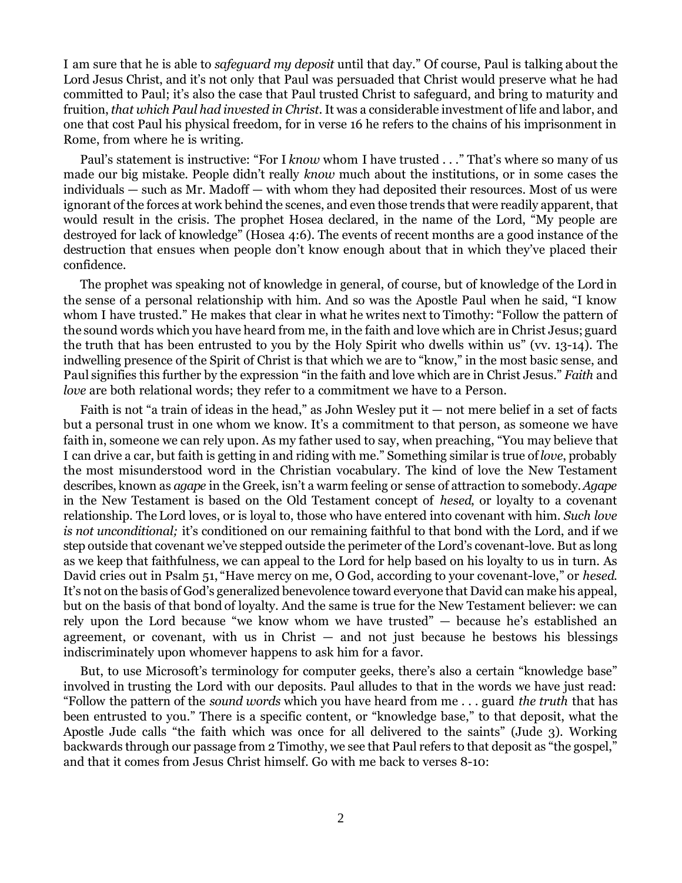I am sure that he is able to *safeguard my deposit* until that day." Of course, Paul is talking about the Lord Jesus Christ, and it's not only that Paul was persuaded that Christ would preserve what he had committed to Paul; it's also the case that Paul trusted Christ to safeguard, and bring to maturity and fruition, *that which Paul had invested in Christ*. It was a considerable investment of life and labor, and one that cost Paul his physical freedom, for in verse 16 he refers to the chains of his imprisonment in Rome, from where he is writing.

Paul's statement is instructive: "For I *know* whom I have trusted . . ." That's where so many of us made our big mistake. People didn't really *know* much about the institutions, or in some cases the individuals — such as Mr. Madoff — with whom they had deposited their resources. Most of us were ignorant of the forces at work behind the scenes, and even those trends that were readily apparent, that would result in the crisis. The prophet Hosea declared, in the name of the Lord, "My people are destroyed for lack of knowledge" (Hosea 4:6). The events of recent months are a good instance of the destruction that ensues when people don't know enough about that in which they've placed their confidence.

The prophet was speaking not of knowledge in general, of course, but of knowledge of the Lord in the sense of a personal relationship with him. And so was the Apostle Paul when he said, "I know whom I have trusted." He makes that clear in what he writes next to Timothy: "Follow the pattern of the sound words which you have heard from me, in the faith and love which are in Christ Jesus; guard the truth that has been entrusted to you by the Holy Spirit who dwells within us" (vv. 13-14). The indwelling presence of the Spirit of Christ is that which we are to "know," in the most basic sense, and Paul signifies this further by the expression "in the faith and love which are in Christ Jesus." *Faith* and *love* are both relational words; they refer to a commitment we have to a Person.

Faith is not "a train of ideas in the head," as John Wesley put it — not mere belief in a set of facts but a personal trust in one whom we know. It's a commitment to that person, as someone we have faith in, someone we can rely upon. As my father used to say, when preaching, "You may believe that I can drive a car, but faith is getting in and riding with me." Something similar is true of *love*, probably the most misunderstood word in the Christian vocabulary. The kind of love the New Testament describes, known as *agape* in the Greek, isn't a warm feeling or sense of attraction to somebody. *Agape* in the New Testament is based on the Old Testament concept of *hesed*, or loyalty to a covenant relationship. The Lord loves, or is loyal to, those who have entered into covenant with him. *Such love is not unconditional;* it's conditioned on our remaining faithful to that bond with the Lord, and if we step outside that covenant we've stepped outside the perimeter of the Lord's covenant-love. But as long as we keep that faithfulness, we can appeal to the Lord for help based on his loyalty to us in turn. As David cries out in Psalm 51, "Have mercy on me, O God, according to your covenant-love," or *hesed*. It's not on the basis of God's generalized benevolence toward everyone that David can make his appeal, but on the basis of that bond of loyalty. And the same is true for the New Testament believer: we can rely upon the Lord because "we know whom we have trusted" — because he's established an agreement, or covenant, with us in Christ — and not just because he bestows his blessings indiscriminately upon whomever happens to ask him for a favor.

But, to use Microsoft's terminology for computer geeks, there's also a certain "knowledge base" involved in trusting the Lord with our deposits. Paul alludes to that in the words we have just read: "Follow the pattern of the *sound words* which you have heard from me . . . guard *the truth* that has been entrusted to you." There is a specific content, or "knowledge base," to that deposit, what the Apostle Jude calls "the faith which was once for all delivered to the saints" (Jude 3). Working backwards through our passage from 2 Timothy, we see that Paul refers to that deposit as "the gospel," and that it comes from Jesus Christ himself. Go with me back to verses 8-10: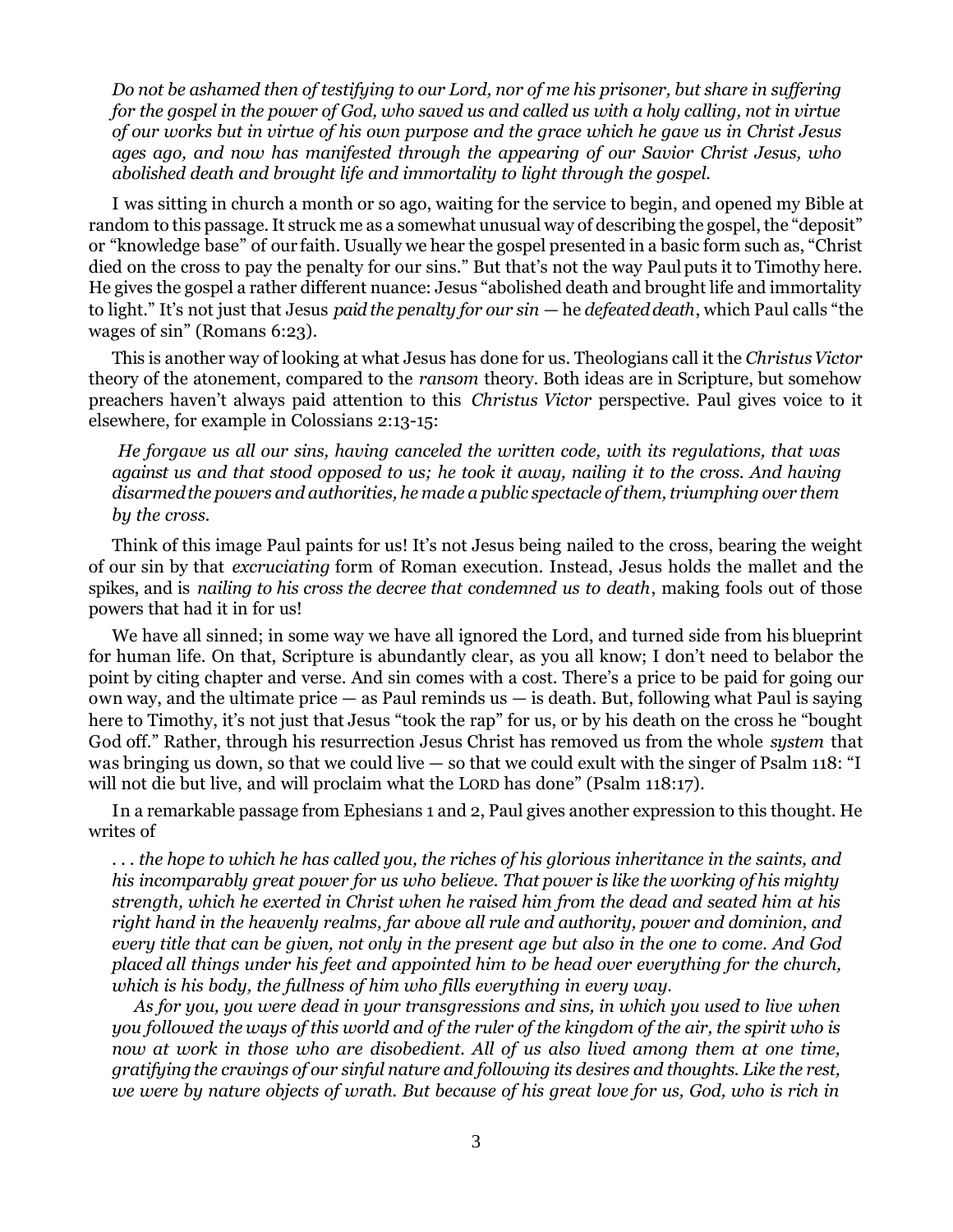*Do not be ashamed then of testifying to our Lord, nor of me his prisoner, but share in suffering for the gospel in the power of God, who saved us and called us with a holy calling, not in virtue of our works but in virtue of his own purpose and the grace which he gave us in Christ Jesus ages ago, and now has manifested through the appearing of our Savior Christ Jesus, who abolished death and brought life and immortality to light through the gospel.*

I was sitting in church a month or so ago, waiting for the service to begin, and opened my Bible at random to this passage. It struck me as a somewhat unusual way of describing the gospel, the "deposit" or "knowledge base" of our faith. Usually we hear the gospel presented in a basic form such as, "Christ died on the cross to pay the penalty for our sins." But that's not the way Paul puts it to Timothy here. He gives the gospel a rather different nuance: Jesus "abolished death and brought life and immortality to light." It's not just that Jesus *paid the penalty for our sin* — he *defeated death*, which Paul calls "the wages of sin" (Romans 6:23).

This is another way of looking at what Jesus has done for us. Theologians call it the *Christus Victor* theory of the atonement, compared to the *ransom* theory. Both ideas are in Scripture, but somehow preachers haven't always paid attention to this *Christus Victor* perspective. Paul gives voice to it elsewhere, for example in Colossians 2:13-15:

*He forgave us all our sins, having canceled the written code, with its regulations, that was against us and that stood opposed to us; he took it away, nailing it to the cross. And having disarmed the powers and authorities, he made a public spectacle of them, triumphing over them by the cross.*

Think of this image Paul paints for us! It's not Jesus being nailed to the cross, bearing the weight of our sin by that *excruciating* form of Roman execution. Instead, Jesus holds the mallet and the spikes, and is *nailing to his cross the decree that condemned us to death*, making fools out of those powers that had it in for us!

We have all sinned; in some way we have all ignored the Lord, and turned side from his blueprint for human life. On that, Scripture is abundantly clear, as you all know; I don't need to belabor the point by citing chapter and verse. And sin comes with a cost. There's a price to be paid for going our own way, and the ultimate price — as Paul reminds us — is death. But, following what Paul is saying here to Timothy, it's not just that Jesus "took the rap" for us, or by his death on the cross he "bought God off." Rather, through his resurrection Jesus Christ has removed us from the whole *system* that was bringing us down, so that we could live — so that we could exult with the singer of Psalm 118: "I will not die but live, and will proclaim what the LORD has done" (Psalm 118:17).

In a remarkable passage from Ephesians 1 and 2, Paul gives another expression to this thought. He writes of

*. . . the hope to which he has called you, the riches of his glorious inheritance in the saints, and his incomparably great power for us who believe. That power is like the working of his mighty strength, which he exerted in Christ when he raised him from the dead and seated him at his right hand in the heavenly realms, far above all rule and authority, power and dominion, and every title that can be given, not only in the present age but also in the one to come. And God placed all things under his feet and appointed him to be head over everything for the church, which is his body, the fullness of him who fills everything in every way.*

*As for you, you were dead in your transgressions and sins, in which you used to live when you followed the ways of this world and of the ruler of the kingdom of the air, the spirit who is now at work in those who are disobedient. All of us also lived among them at one time, gratifying the cravings of our sinful nature and following its desires and thoughts. Like the rest, we were by nature objects of wrath. But because of his great love for us, God, who is rich in*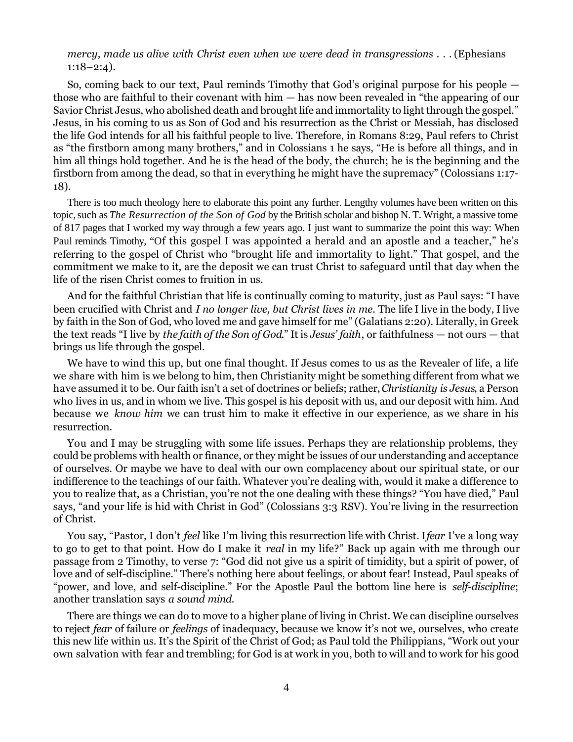*mercy, made us alive with Christ even when we were dead in transgressions . . .* (Ephesians 1:18–2:4).

So, coming back to our text, Paul reminds Timothy that God's original purpose for his people — those who are faithful to their covenant with him — has now been revealed in "the appearing of our Savior Christ Jesus, who abolished death and brought life and immortality to light through the gospel." Jesus, in his coming to us as Son of God and his resurrection as the Christ or Messiah, has disclosed the life God intends for all his faithful people to live. Therefore, in Romans 8:29, Paul refers to Christ as "the firstborn among many brothers," and in Colossians 1 he says, "He is before all things, and in him all things hold together. And he is the head of the body, the church; he is the beginning and the firstborn from among the dead, so that in everything he might have the supremacy" (Colossians 1:17-18).

There is too much theology here to elaborate this point any further. Lengthy volumes have been written on this topic, such as *The Resurrection of the Son of God* by the British scholar and bishop N. T. Wright, a massive tome of 817 pages that I worked my way through a few years ago. I just want to summarize the point this way: When Paul reminds Timothy, "Of this gospel I was appointed a herald and an apostle and a teacher," he's referring to the gospel of Christ who "brought life and immortality to light." That gospel, and the commitment we make to it, are the deposit we can trust Christ to safeguard until that day when the life of the risen Christ comes to fruition in us.

And for the faithful Christian that life is continually coming to maturity, just as Paul says: "I have been crucified with Christ and *I no longer live, but Christ lives in me*. The life I live in the body, I live by faith in the Son of God, who loved me and gave himself for me" (Galatians 2:20). Literally, in Greek the text reads "I live by *the faith of the Son of God*." It is *Jesus' faith*, or faithfulness — not ours — that brings us life through the gospel.

We have to wind this up, but one final thought. If Jesus comes to us as the Revealer of life, a life we share with him is we belong to him, then Christianity might be something different from what we have assumed it to be. Our faith isn't a set of doctrines or beliefs; rather, *Christianity is Jesus*, a Person who lives in us, and in whom we live. This gospel is his deposit with us, and our deposit with him. And because we *know him* we can trust him to make it effective in our experience, as we share in his resurrection.

You and I may be struggling with some life issues. Perhaps they are relationship problems, they could be problems with health or finance, or they might be issues of our understanding and acceptance of ourselves. Or maybe we have to deal with our own complacency about our spiritual state, or our indifference to the teachings of our faith. Whatever you're dealing with, would it make a difference to you to realize that, as a Christian, you're not the one dealing with these things? "You have died," Paul says, "and your life is hid with Christ in God" (Colossians 3:3 RSV). You're living in the resurrection of Christ.

You say, "Pastor, I don't *feel* like I'm living this resurrection life with Christ. I *fear* I've a long way to go to get to that point. How do I make it *real* in my life?" Back up again with me through our passage from 2 Timothy, to verse 7: "God did not give us a spirit of timidity, but a spirit of power, of love and of self-discipline." There's nothing here about feelings, or about fear! Instead, Paul speaks of "power, and love, and self-discipline." For the Apostle Paul the bottom line here is *self-discipline*; another translation says *a sound mind*.

There are things we can do to move to a higher plane of living in Christ. We can discipline ourselves to reject *fear* of failure or *feelings* of inadequacy, because we know it's not we, ourselves, who create this new life within us. It's the Spirit of the Christ of God; as Paul told the Philippians, "Work out your own salvation with fear and trembling; for God is at work in you, both to will and to work for his good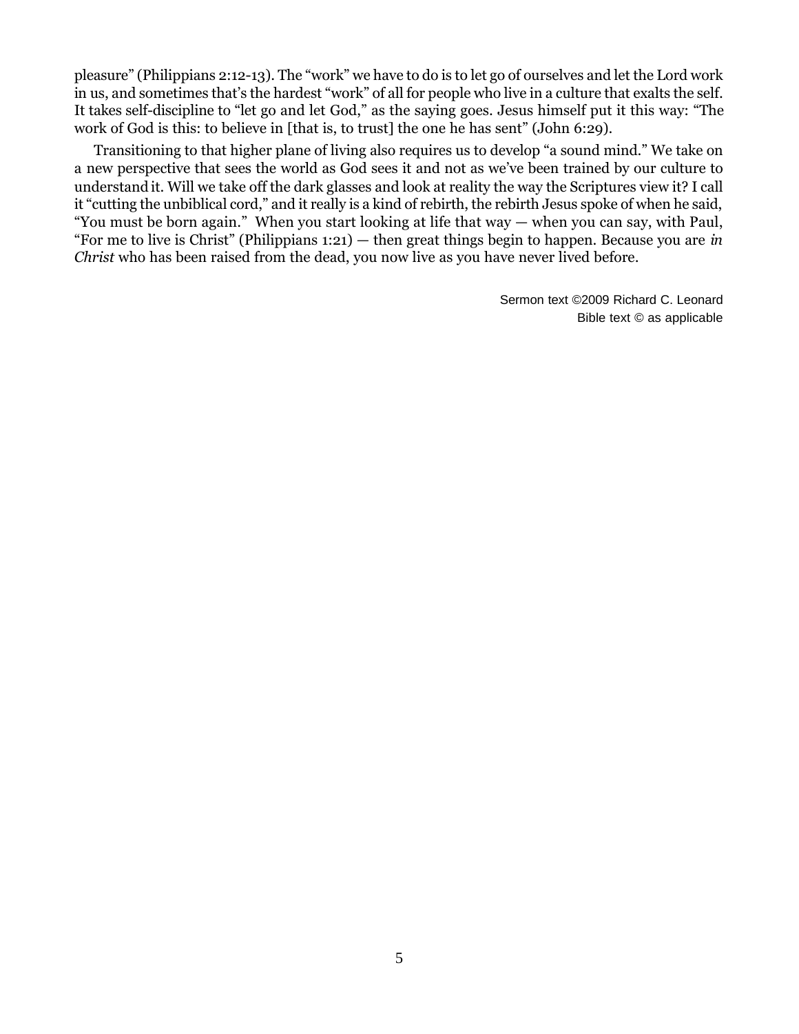pleasure" (Philippians 2:12-13). The "work" we have to do is to let go of ourselves and let the Lord work in us, and sometimes that's the hardest "work" of all for people who live in a culture that exalts the self. It takes self-discipline to "let go and let God," as the saying goes. Jesus himself put it this way: "The work of God is this: to believe in [that is, to trust] the one he has sent" (John 6:29).

Transitioning to that higher plane of living also requires us to develop "a sound mind." We take on a new perspective that sees the world as God sees it and not as we've been trained by our culture to understand it. Will we take off the dark glasses and look at reality the way the Scriptures view it? I call it "cutting the unbiblical cord," and it really is a kind of rebirth, the rebirth Jesus spoke of when he said, "You must be born again." When you start looking at life that way — when you can say, with Paul, "For me to live is Christ" (Philippians 1:21) — then great things begin to happen. Because you are *in Christ* who has been raised from the dead, you now live as you have never lived before.

Sermon text ©2009 Richard C. Leonard
Bible text © as applicable